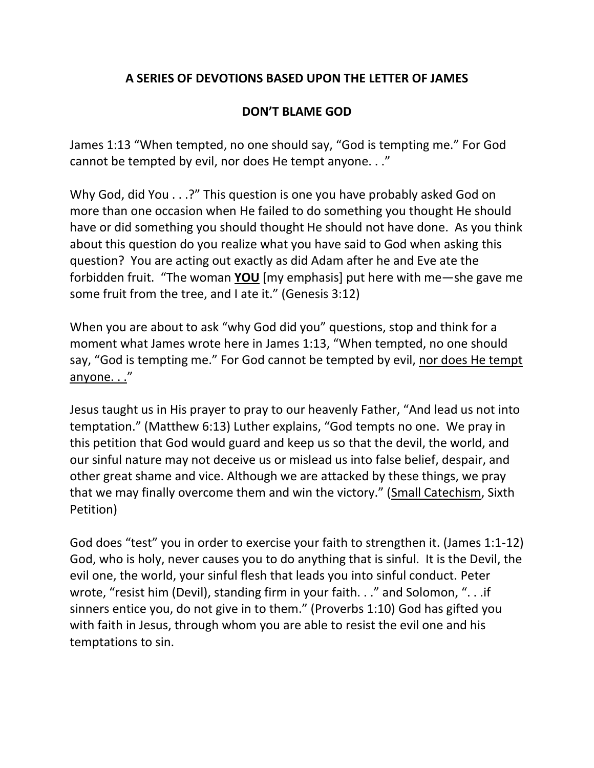**A SERIES OF DEVOTIONS BASED UPON THE LETTER OF JAMES**

**DON'T BLAME GOD**

James 1:13 "When tempted, no one should say, "God is tempting me." For God cannot be tempted by evil, nor does He tempt anyone. . ."

Why God, did You . . .?" This question is one you have probably asked God on more than one occasion when He failed to do something you thought He should have or did something you should thought He should not have done. As you think about this question do you realize what you have said to God when asking this question? You are acting out exactly as did Adam after he and Eve ate the forbidden fruit. "The woman <u>**YOU**</u> [my emphasis] put here with me—she gave me some fruit from the tree, and I ate it." (Genesis 3:12)

When you are about to ask "why God did you" questions, stop and think for a moment what James wrote here in James 1:13, "When tempted, no one should say, "God is tempting me." For God cannot be tempted by evil, <u>nor does He tempt anyone. . .</u>"

Jesus taught us in His prayer to pray to our heavenly Father, "And lead us not into temptation." (Matthew 6:13) Luther explains, "God tempts no one. We pray in this petition that God would guard and keep us so that the devil, the world, and our sinful nature may not deceive us or mislead us into false belief, despair, and other great shame and vice. Although we are attacked by these things, we pray that we may finally overcome them and win the victory." (<u>Small Catechism</u>, Sixth Petition)

God does "test" you in order to exercise your faith to strengthen it. (James 1:1-12) God, who is holy, never causes you to do anything that is sinful. It is the Devil, the evil one, the world, your sinful flesh that leads you into sinful conduct. Peter wrote, "resist him (Devil), standing firm in your faith. . ." and Solomon, ". . .if sinners entice you, do not give in to them." (Proverbs 1:10) God has gifted you with faith in Jesus, through whom you are able to resist the evil one and his temptations to sin.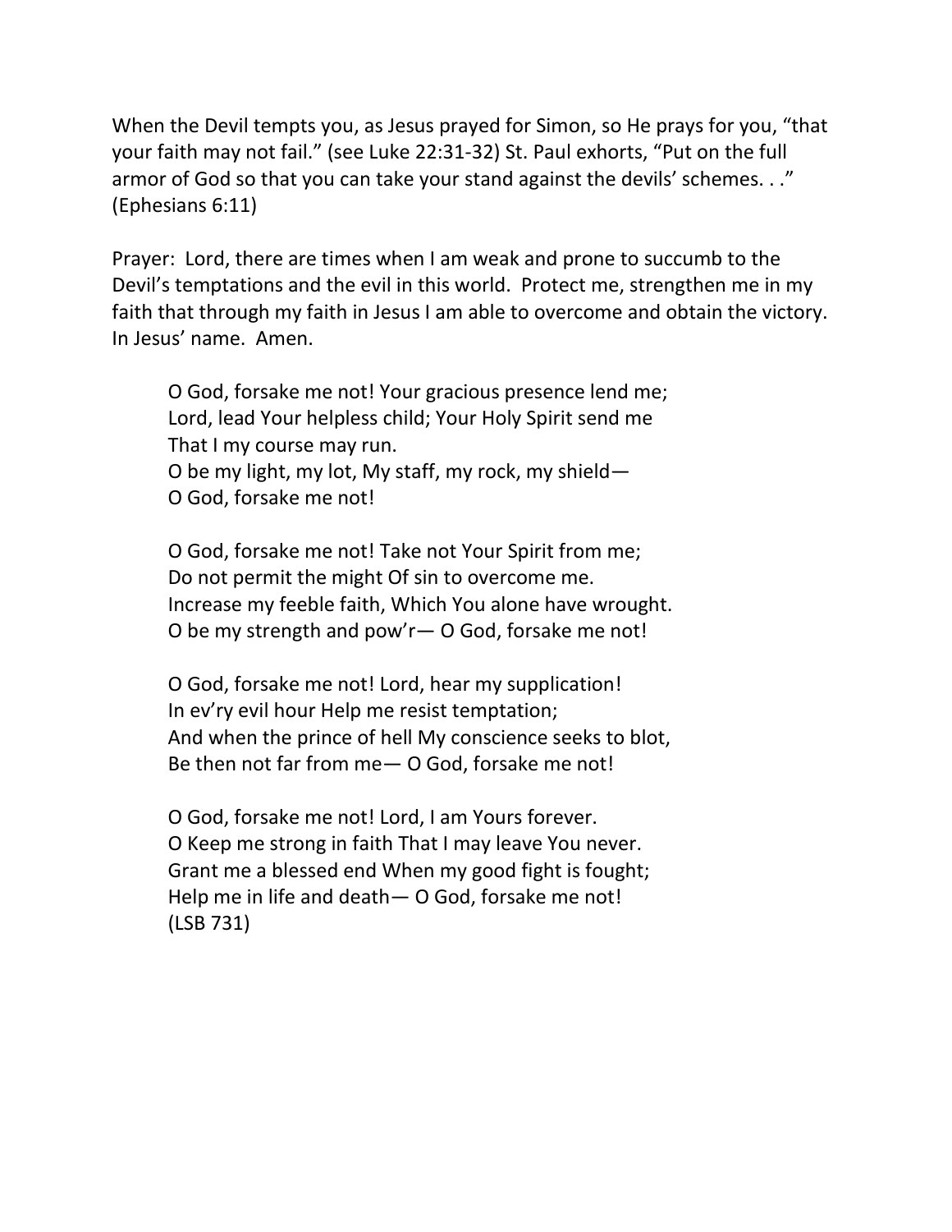When the Devil tempts you, as Jesus prayed for Simon, so He prays for you, “that your faith may not fail.” (see Luke 22:31-32) St. Paul exhorts, “Put on the full armor of God so that you can take your stand against the devils’ schemes. . .” (Ephesians 6:11)

Prayer: Lord, there are times when I am weak and prone to succumb to the Devil’s temptations and the evil in this world. Protect me, strengthen me in my faith that through my faith in Jesus I am able to overcome and obtain the victory. In Jesus’ name. Amen.

> O God, forsake me not! Your gracious presence lend me;
> Lord, lead Your helpless child; Your Holy Spirit send me
> That I my course may run.
> O be my light, my lot, My staff, my rock, my shield—
> O God, forsake me not!
>
> O God, forsake me not! Take not Your Spirit from me;
> Do not permit the might Of sin to overcome me.
> Increase my feeble faith, Which You alone have wrought.
> O be my strength and pow’r— O God, forsake me not!
>
> O God, forsake me not! Lord, hear my supplication!
> In ev’ry evil hour Help me resist temptation;
> And when the prince of hell My conscience seeks to blot,
> Be then not far from me— O God, forsake me not!
>
> O God, forsake me not! Lord, I am Yours forever.
> O Keep me strong in faith That I may leave You never.
> Grant me a blessed end When my good fight is fought;
> Help me in life and death— O God, forsake me not!
> (LSB 731)